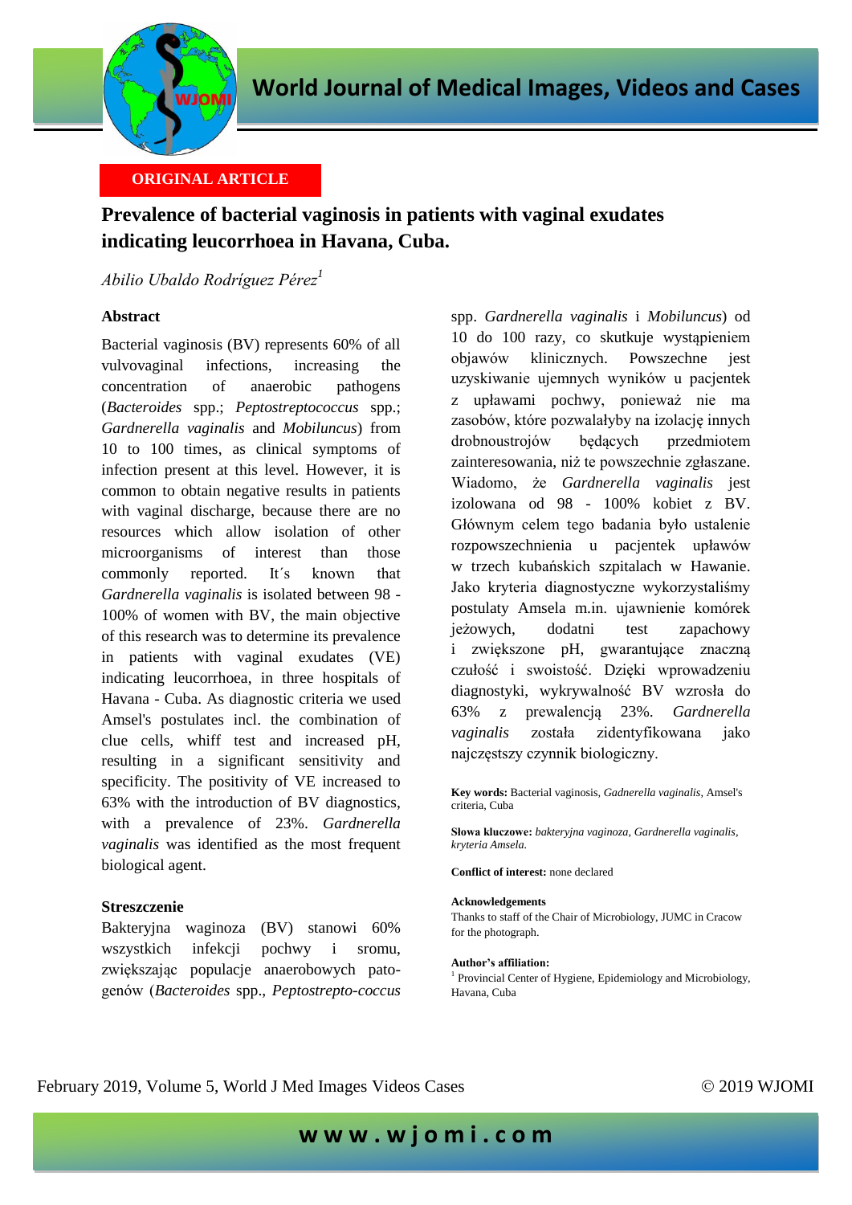ORIGINAL ARTICLE

# Prevalence of bacterial vaginosis in patients with vaginal exudates indicating leucorrhoea in Havana, Cuba.

*Abilio Ubaldo Rodríguez Pérez*[1]

## Abstract

Bacterial vaginosis (BV) represents 60% of all vulvovaginal infections, increasing the concentration of anaerobic pathogens (*Bacteroides* spp.; *Peptostreptococcus* spp.; *Gardnerella vaginalis* and *Mobiluncus*) from 10 to 100 times, as clinical symptoms of infection present at this level. However, it is common to obtain negative results in patients with vaginal discharge, because there are no resources which allow isolation of other microorganisms of interest than those commonly reported. It´s known that *Gardnerella vaginalis* is isolated between 98 - 100% of women with BV, the main objective of this research was to determine its prevalence in patients with vaginal exudates (VE) indicating leucorrhoea, in three hospitals of Havana - Cuba. As diagnostic criteria we used Amsel's postulates incl. the combination of clue cells, whiff test and increased pH, resulting in a significant sensitivity and specificity. The positivity of VE increased to 63% with the introduction of BV diagnostics, with a prevalence of 23%. *Gardnerella vaginalis* was identified as the most frequent biological agent.

## Streszczenie

Bakteryjna waginoza (BV) stanowi 60% wszystkich infekcji pochwy i sromu, zwiększając populacje anaerobowych patogenów (*Bacteroides* spp., *Peptostrepto-coccus* spp. *Gardnerella vaginalis* i *Mobiluncus*) od 10 do 100 razy, co skutkuje wystąpieniem objawów klinicznych. Powszechne jest uzyskiwanie ujemnych wyników u pacjentek z upławami pochwy, ponieważ nie ma zasobów, które pozwalałyby na izolację innych drobnoustrojów będących przedmiotem zainteresowania, niż te powszechnie zgłaszane. Wiadomo, że *Gardnerella vaginalis* jest izolowana od 98 - 100% kobiet z BV. Głównym celem tego badania było ustalenie rozpowszechnienia u pacjentek upławów w trzech kubańskich szpitalach w Hawanie. Jako kryteria diagnostyczne wykorzystaliśmy postulaty Amsela m.in. ujawnienie komórek jeżowych, dodatni test zapachowy i zwiększone pH, gwarantujące znaczną czułość i swoistość. Dzięki wprowadzeniu diagnostyki, wykrywalność BV wzrosła do 63% z prewalencją 23%. *Gardnerella vaginalis* została zidentyfikowana jako najczęstszy czynnik biologiczny.

**Key words:** Bacterial vaginosis, *Gadnerella vaginalis*, Amsel's criteria, Cuba

**Słowa kluczowe:** *bakteryjna vaginoza, Gardnerella vaginalis, kryteria Amsela.*

**Conflict of interest:** none declared

**Acknowledgements**
Thanks to staff of the Chair of Microbiology, JUMC in Cracow for the photograph.

**Author's affiliation:**
[1] Provincial Center of Hygiene, Epidemiology and Microbiology, Havana, Cuba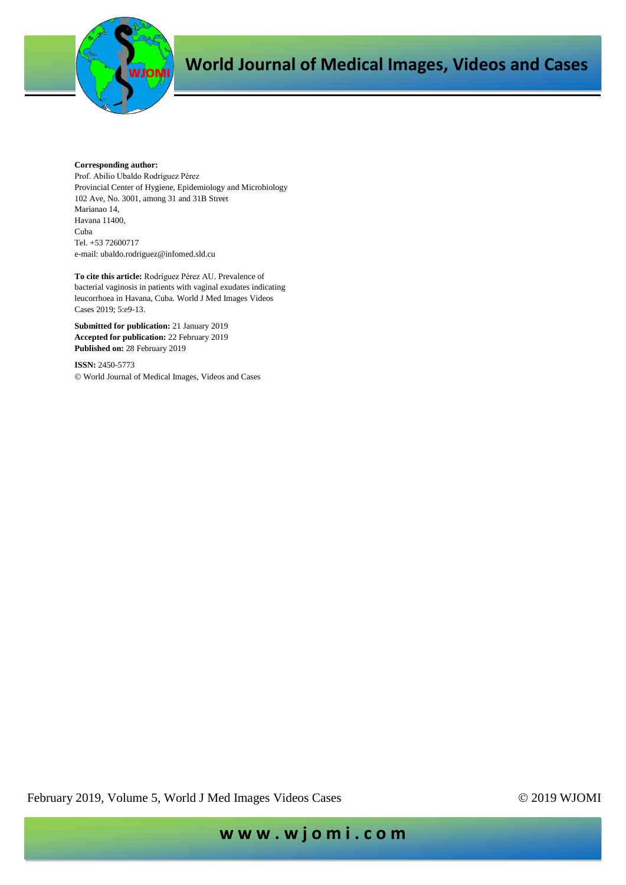**Corresponding author:**
Prof. Abilio Ubaldo Rodríguez Pérez
Provincial Center of Hygiene, Epidemiology and Microbiology
102 Ave, No. 3001, among 31 and 31B Street
Marianao 14,
Havana 11400,
Cuba
Tel. +53 72600717
e-mail: ubaldo.rodriguez@infomed.sld.cu

**To cite this article:** Rodríguez Pérez AU. Prevalence of bacterial vaginosis in patients with vaginal exudates indicating leucorrhoea in Havana, Cuba. World J Med Images Videos Cases 2019; 5:e9-13.

**Submitted for publication:** 21 January 2019
**Accepted for publication:** 22 February 2019
**Published on:** 28 February 2019

**ISSN:** 2450-5773
© World Journal of Medical Images, Videos and Cases